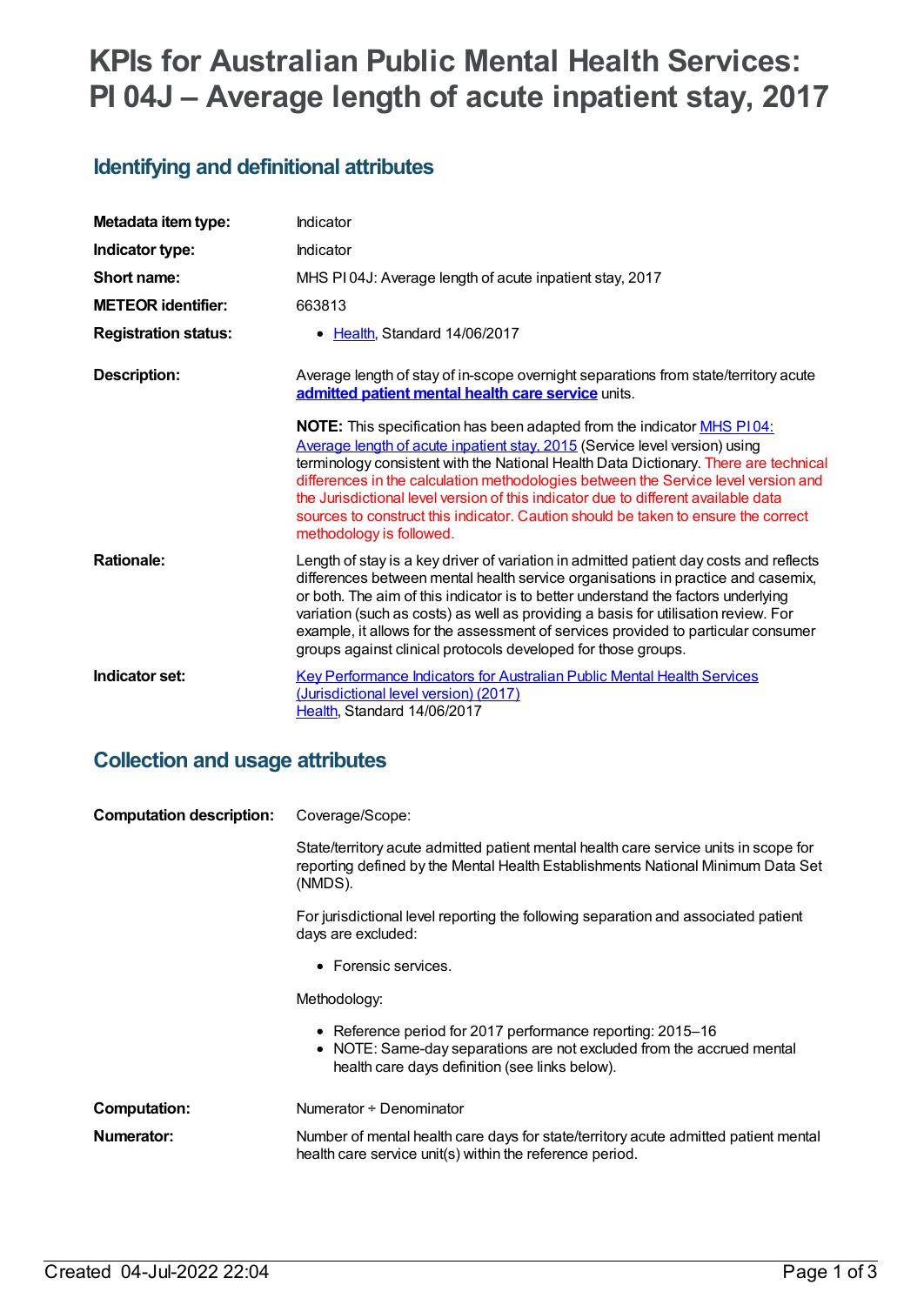# KPIs for Australian Public Mental Health Services: PI 04J – Average length of acute inpatient stay, 2017

## Identifying and definitional attributes

| | |
|---|---|
| **Metadata item type:** | Indicator |
| **Indicator type:** | Indicator |
| **Short name:** | MHS PI 04J: Average length of acute inpatient stay, 2017 |
| **METEOR identifier:** | 663813 |
| **Registration status:** | • Health, Standard 14/06/2017 |
| **Description:** | Average length of stay of in-scope overnight separations from state/territory acute **admitted patient mental health care service** units. |

**NOTE:** This specification has been adapted from the indicator MHS PI 04: Average length of acute inpatient stay, 2015 (Service level version) using terminology consistent with the National Health Data Dictionary. There are technical differences in the calculation methodologies between the Service level version and the Jurisdictional level version of this indicator due to different available data sources to construct this indicator. Caution should be taken to ensure the correct methodology is followed.

| | |
|---|---|
| **Rationale:** | Length of stay is a key driver of variation in admitted patient day costs and reflects differences between mental health service organisations in practice and casemix, or both. The aim of this indicator is to better understand the factors underlying variation (such as costs) as well as providing a basis for utilisation review. For example, it allows for the assessment of services provided to particular consumer groups against clinical protocols developed for those groups. |
| **Indicator set:** | Key Performance Indicators for Australian Public Mental Health Services (Jurisdictional level version) (2017)<br>Health, Standard 14/06/2017 |

## Collection and usage attributes

**Computation description:**

Coverage/Scope:

State/territory acute admitted patient mental health care service units in scope for reporting defined by the Mental Health Establishments National Minimum Data Set (NMDS).

For jurisdictional level reporting the following separation and associated patient days are excluded:

- Forensic services.

Methodology:

- Reference period for 2017 performance reporting: 2015–16
- NOTE: Same-day separations are not excluded from the accrued mental health care days definition (see links below).

| | |
|---|---|
| **Computation:** | Numerator ÷ Denominator |
| **Numerator:** | Number of mental health care days for state/territory acute admitted patient mental health care service unit(s) within the reference period. |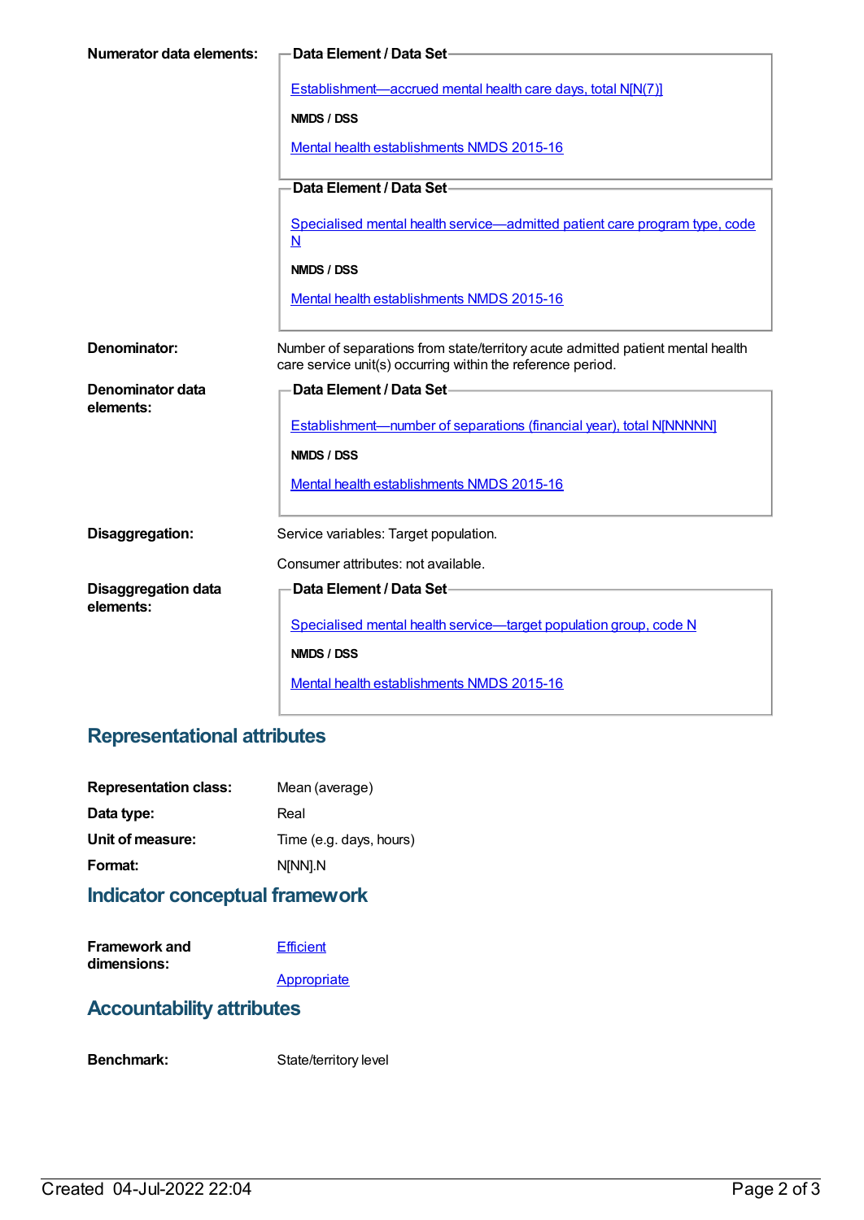**Numerator data elements:**

**Data Element / Data Set**

Establishment—accrued mental health care days, total N[N(7)]

**NMDS / DSS**

Mental health establishments NMDS 2015-16

**Data Element / Data Set**

Specialised mental health service—admitted patient care program type, code N

**NMDS / DSS**

Mental health establishments NMDS 2015-16

**Denominator:** Number of separations from state/territory acute admitted patient mental health care service unit(s) occurring within the reference period.

**Denominator data elements:**

**Data Element / Data Set**

Establishment—number of separations (financial year), total N[NNNNN]

**NMDS / DSS**

Mental health establishments NMDS 2015-16

**Disaggregation:** Service variables: Target population.

Consumer attributes: not available.

**Disaggregation data elements:**

**Data Element / Data Set**

Specialised mental health service—target population group, code N

**NMDS / DSS**

Mental health establishments NMDS 2015-16

## Representational attributes

**Representation class:** Mean (average)

**Data type:** Real

**Unit of measure:** Time (e.g. days, hours)

**Format:** N[NN].N

## Indicator conceptual framework

**Framework and dimensions:** Efficient

Appropriate

## Accountability attributes

**Benchmark:** State/territory level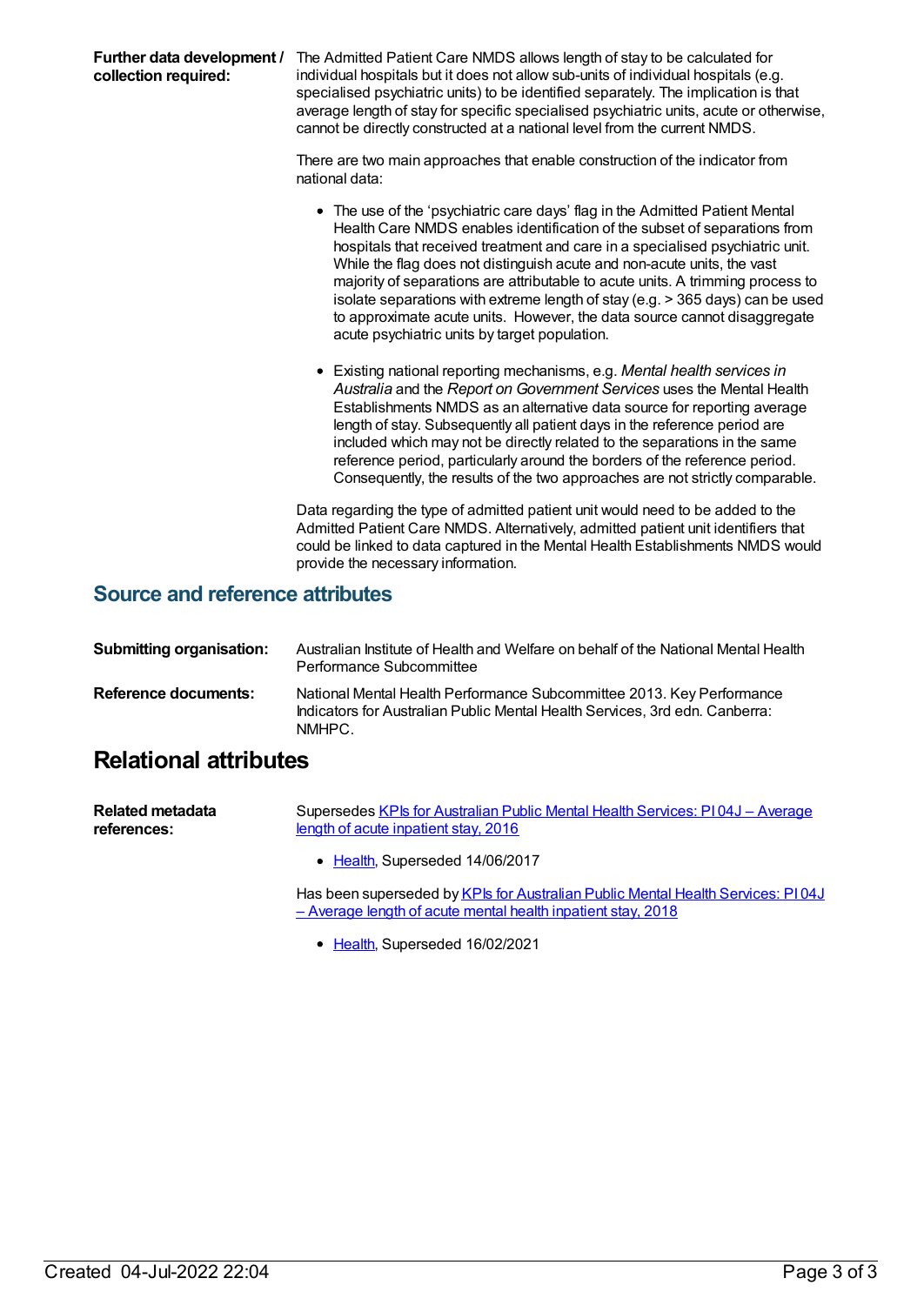**Further data development / collection required:** The Admitted Patient Care NMDS allows length of stay to be calculated for individual hospitals but it does not allow sub-units of individual hospitals (e.g. specialised psychiatric units) to be identified separately. The implication is that average length of stay for specific specialised psychiatric units, acute or otherwise, cannot be directly constructed at a national level from the current NMDS.

There are two main approaches that enable construction of the indicator from national data:

- The use of the 'psychiatric care days' flag in the Admitted Patient Mental Health Care NMDS enables identification of the subset of separations from hospitals that received treatment and care in a specialised psychiatric unit. While the flag does not distinguish acute and non-acute units, the vast majority of separations are attributable to acute units. A trimming process to isolate separations with extreme length of stay (e.g. > 365 days) can be used to approximate acute units. However, the data source cannot disaggregate acute psychiatric units by target population.

- Existing national reporting mechanisms, e.g. *Mental health services in Australia* and the *Report on Government Services* uses the Mental Health Establishments NMDS as an alternative data source for reporting average length of stay. Subsequently all patient days in the reference period are included which may not be directly related to the separations in the same reference period, particularly around the borders of the reference period. Consequently, the results of the two approaches are not strictly comparable.

Data regarding the type of admitted patient unit would need to be added to the Admitted Patient Care NMDS. Alternatively, admitted patient unit identifiers that could be linked to data captured in the Mental Health Establishments NMDS would provide the necessary information.

## Source and reference attributes

**Submitting organisation:** Australian Institute of Health and Welfare on behalf of the National Mental Health Performance Subcommittee

**Reference documents:** National Mental Health Performance Subcommittee 2013. Key Performance Indicators for Australian Public Mental Health Services, 3rd edn. Canberra: NMHPC.

# Relational attributes

**Related metadata references:**

Supersedes KPIs for Australian Public Mental Health Services: PI 04J – Average length of acute inpatient stay, 2016

- Health, Superseded 14/06/2017

Has been superseded by KPIs for Australian Public Mental Health Services: PI 04J – Average length of acute mental health inpatient stay, 2018

- Health, Superseded 16/02/2021